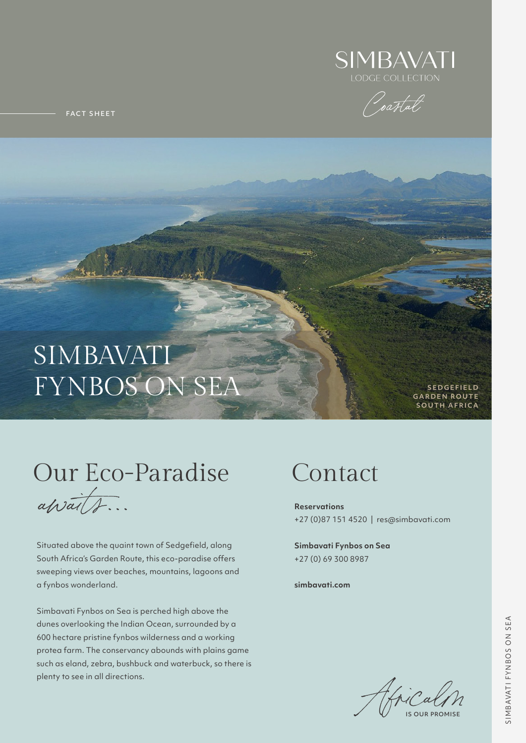SIMBAVATI
LODGE COLLECTION

*Coastal*

FACT SHEET

# SIMBAVATI FYNBOS ON SEA

SEDGEFIELD
GARDEN ROUTE
SOUTH AFRICA

## Our Eco-Paradise

*awaits...*

Situated above the quaint town of Sedgefield, along South Africa's Garden Route, this eco-paradise offers sweeping views over beaches, mountains, lagoons and a fynbos wonderland.

Simbavati Fynbos on Sea is perched high above the dunes overlooking the Indian Ocean, surrounded by a 600 hectare pristine fynbos wilderness and a working protea farm. The conservancy abounds with plains game such as eland, zebra, bushbuck and waterbuck, so there is plenty to see in all directions.

## Contact

**Reservations**
+27 (0)87 151 4520 | res@simbavati.com

**Simbavati Fynbos on Sea**
+27 (0) 69 300 8987

**simbavati.com**

*Africalm* IS OUR PROMISE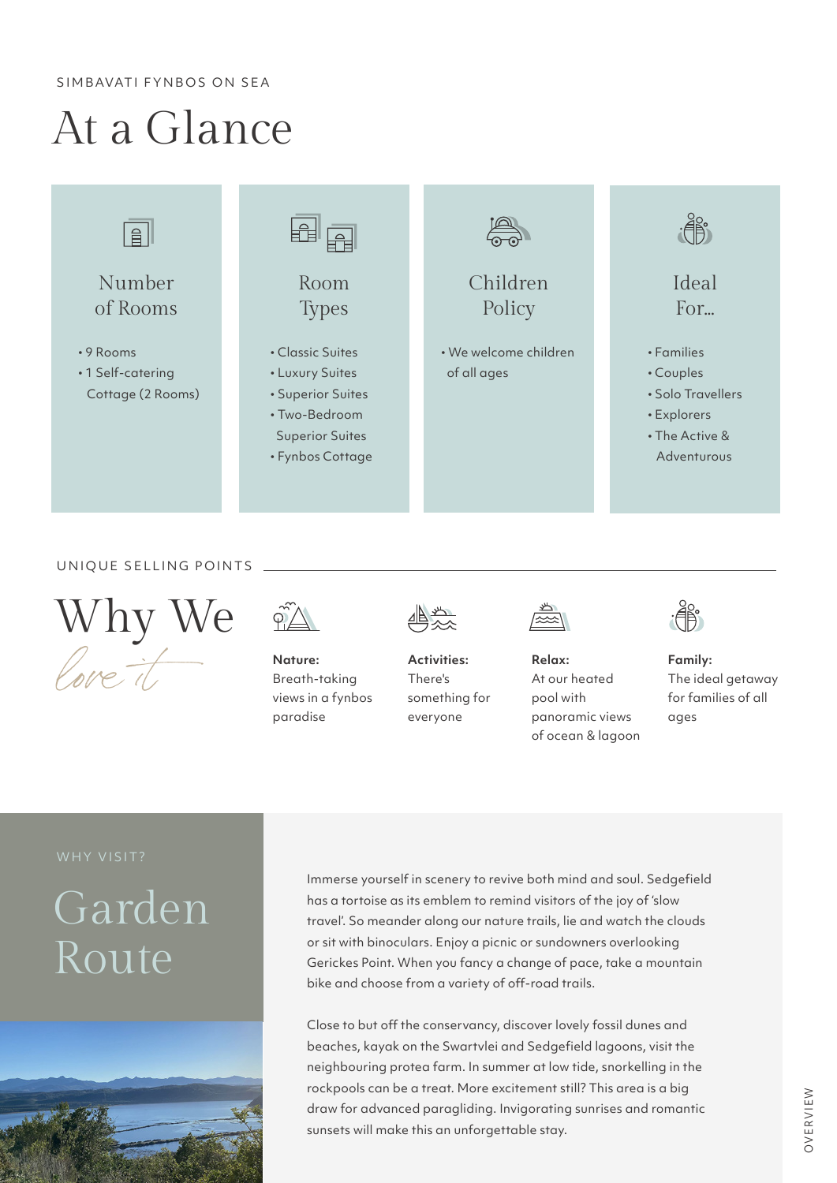SIMBAVATI FYNBOS ON SEA

# At a Glance

### Number of Rooms

- 9 Rooms
- 1 Self-catering Cottage (2 Rooms)

### Room Types

- Classic Suites
- Luxury Suites
- Superior Suites
- Two-Bedroom Superior Suites
- Fynbos Cottage

### Children Policy

- We welcome children of all ages

### Ideal For...

- Families
- Couples
- Solo Travellers
- Explorers
- The Active & Adventurous

UNIQUE SELLING POINTS

## Why We *love it*

**Nature:** Breath-taking views in a fynbos paradise

**Activities:** There's something for everyone

**Relax:** At our heated pool with panoramic views of ocean & lagoon

**Family:** The ideal getaway for families of all ages

WHY VISIT?

## Garden Route

Immerse yourself in scenery to revive both mind and soul. Sedgefield has a tortoise as its emblem to remind visitors of the joy of 'slow travel'. So meander along our nature trails, lie and watch the clouds or sit with binoculars. Enjoy a picnic or sundowners overlooking Gerickes Point. When you fancy a change of pace, take a mountain bike and choose from a variety of off-road trails.

Close to but off the conservancy, discover lovely fossil dunes and beaches, kayak on the Swartvlei and Sedgefield lagoons, visit the neighbouring protea farm. In summer at low tide, snorkelling in the rockpools can be a treat. More excitement still? This area is a big draw for advanced paragliding. Invigorating sunrises and romantic sunsets will make this an unforgettable stay.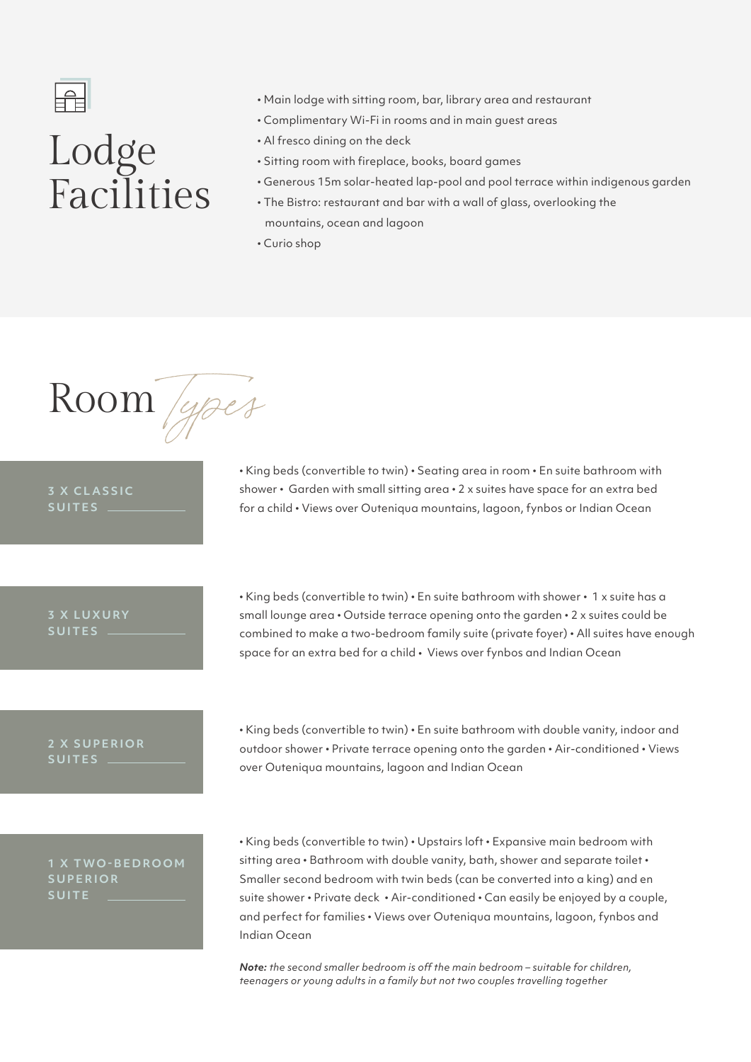# Lodge Facilities

- Main lodge with sitting room, bar, library area and restaurant
- Complimentary Wi-Fi in rooms and in main guest areas
- Al fresco dining on the deck
- Sitting room with fireplace, books, board games
- Generous 15m solar-heated lap-pool and pool terrace within indigenous garden
- The Bistro: restaurant and bar with a wall of glass, overlooking the mountains, ocean and lagoon
- Curio shop

# Room Types

### 3 X CLASSIC SUITES

• King beds (convertible to twin) • Seating area in room • En suite bathroom with shower • Garden with small sitting area • 2 x suites have space for an extra bed for a child • Views over Outeniqua mountains, lagoon, fynbos or Indian Ocean

### 3 X LUXURY SUITES

• King beds (convertible to twin) • En suite bathroom with shower • 1 x suite has a small lounge area • Outside terrace opening onto the garden • 2 x suites could be combined to make a two-bedroom family suite (private foyer) • All suites have enough space for an extra bed for a child • Views over fynbos and Indian Ocean

### 2 X SUPERIOR SUITES

• King beds (convertible to twin) • En suite bathroom with double vanity, indoor and outdoor shower • Private terrace opening onto the garden • Air-conditioned • Views over Outeniqua mountains, lagoon and Indian Ocean

### 1 X TWO-BEDROOM SUPERIOR SUITE

• King beds (convertible to twin) • Upstairs loft • Expansive main bedroom with sitting area • Bathroom with double vanity, bath, shower and separate toilet • Smaller second bedroom with twin beds (can be converted into a king) and en suite shower • Private deck • Air-conditioned • Can easily be enjoyed by a couple, and perfect for families • Views over Outeniqua mountains, lagoon, fynbos and Indian Ocean

***Note:*** *the second smaller bedroom is off the main bedroom – suitable for children, teenagers or young adults in a family but not two couples travelling together*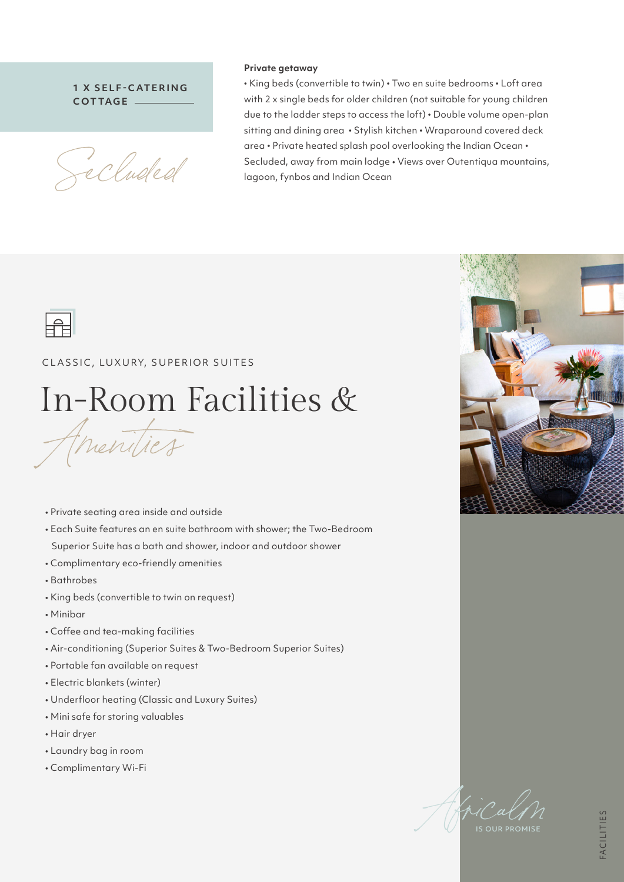## 1 X SELF-CATERING COTTAGE

*Secluded*

**Private getaway**

• King beds (convertible to twin) • Two en suite bedrooms • Loft area with 2 x single beds for older children (not suitable for young children due to the ladder steps to access the loft) • Double volume open-plan sitting and dining area • Stylish kitchen • Wraparound covered deck area • Private heated splash pool overlooking the Indian Ocean • Secluded, away from main lodge • Views over Outentiqua mountains, lagoon, fynbos and Indian Ocean

CLASSIC, LUXURY, SUPERIOR SUITES

# In-Room Facilities & *Amenities*

- Private seating area inside and outside
- Each Suite features an en suite bathroom with shower; the Two-Bedroom Superior Suite has a bath and shower, indoor and outdoor shower
- Complimentary eco-friendly amenities
- Bathrobes
- King beds (convertible to twin on request)
- Minibar
- Coffee and tea-making facilities
- Air-conditioning (Superior Suites & Two-Bedroom Superior Suites)
- Portable fan available on request
- Electric blankets (winter)
- Underfloor heating (Classic and Luxury Suites)
- Mini safe for storing valuables
- Hair dryer
- Laundry bag in room
- Complimentary Wi-Fi

*Africalm* IS OUR PROMISE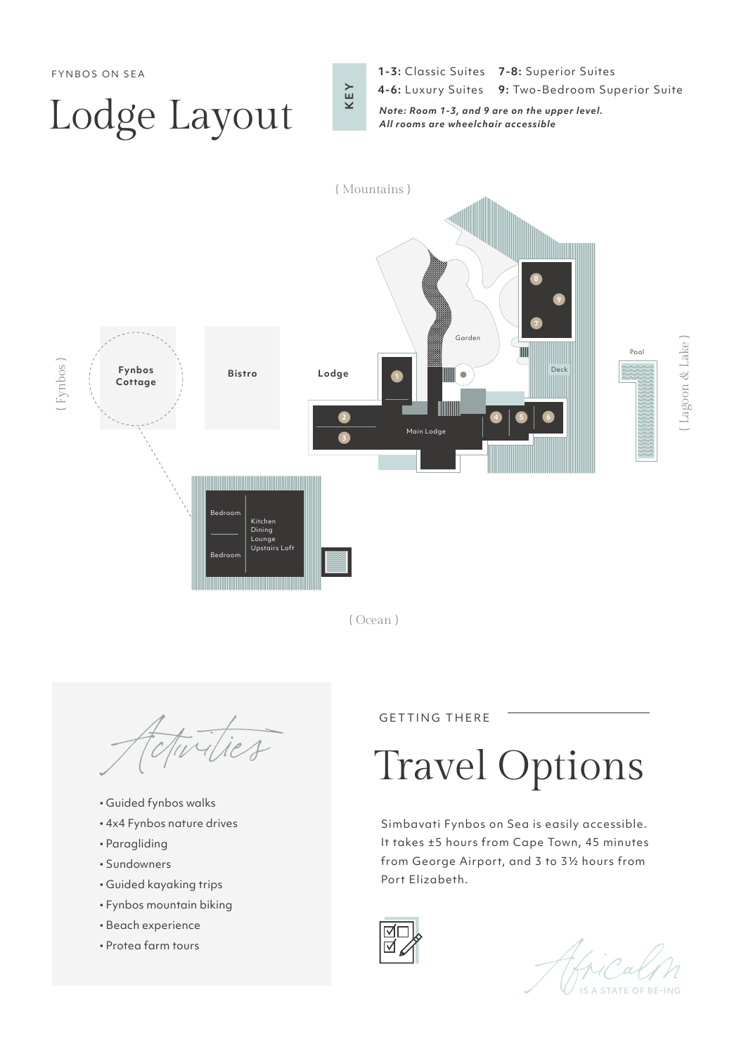FYNBOS ON SEA

# Lodge Layout

**KEY**

**1-3:** Classic Suites  **7-8:** Superior Suites
**4-6:** Luxury Suites  **9:** Two-Bedroom Superior Suite

***Note: Room 1-3, and 9 are on the upper level.***
***All rooms are wheelchair accessible***

{ Mountains }

{ Fynbos }

{ Lagoon & Lake }

{ Ocean }

Fynbos Cottage

Bistro

Lodge

Garden

Deck

Pool

Main Lodge

Bedroom

Bedroom

Kitchen
Dining
Lounge
Upstairs Loft

## Activities

- Guided fynbos walks
- 4x4 Fynbos nature drives
- Paragliding
- Sundowners
- Guided kayaking trips
- Fynbos mountain biking
- Beach experience
- Protea farm tours

GETTING THERE

# Travel Options

Simbavati Fynbos on Sea is easily accessible. It takes ±5 hours from Cape Town, 45 minutes from George Airport, and 3 to 3½ hours from Port Elizabeth.

Africalm IS A STATE OF BE-ING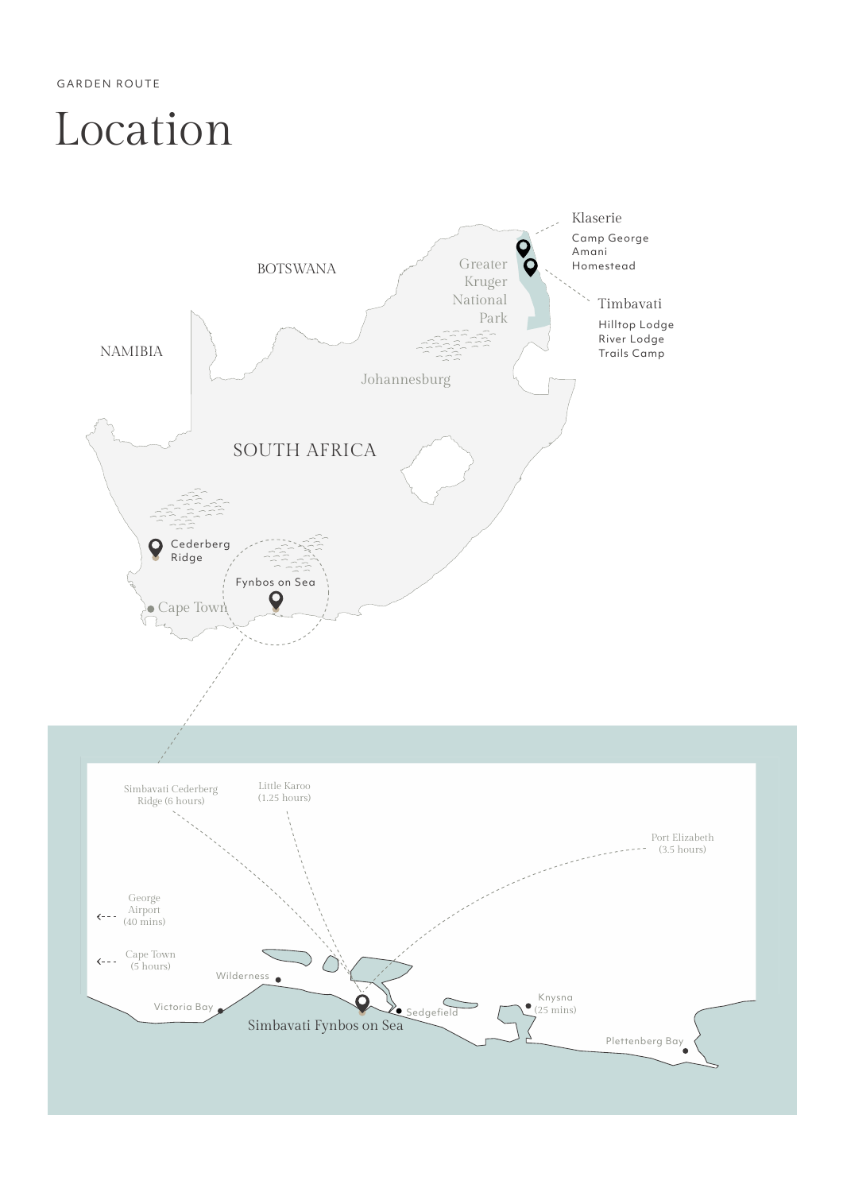GARDEN ROUTE

# Location

BOTSWANA

NAMIBIA

SOUTH AFRICA

Greater Kruger National Park

Johannesburg

Klaserie

Camp George
Amani
Homestead

Timbavati

Hilltop Lodge
River Lodge
Trails Camp

Cederberg Ridge

Fynbos on Sea

Cape Town

Simbavati Cederberg Ridge (6 hours)

Little Karoo (1.25 hours)

Port Elizabeth (3.5 hours)

George Airport (40 mins)

Cape Town (5 hours)

Wilderness

Victoria Bay

Simbavati Fynbos on Sea

Sedgefield

Knysna (25 mins)

Plettenberg Bay